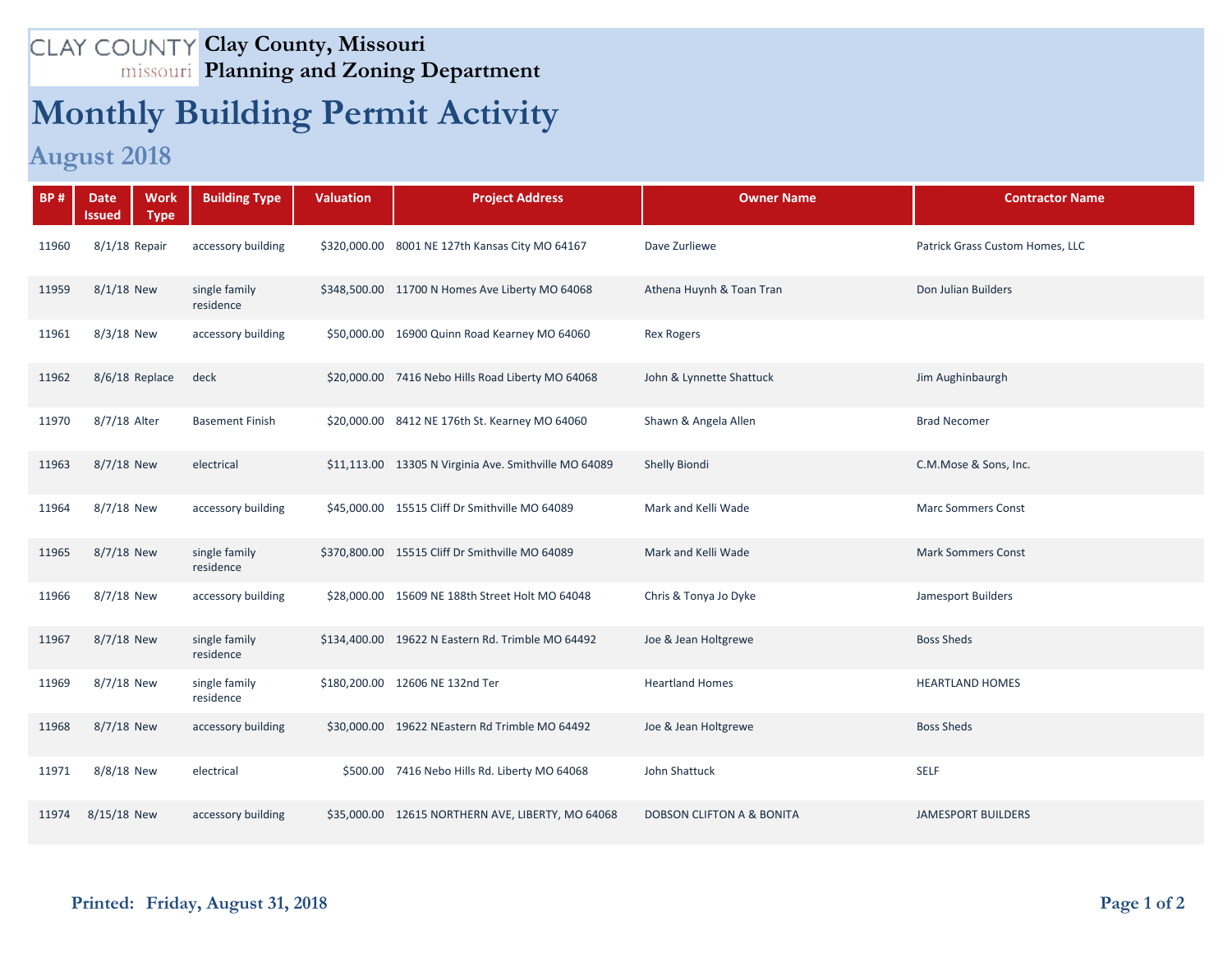# Clay County, Missouri
## Planning and Zoning Department

# Monthly Building Permit Activity

## August 2018

| BP # | Date Issued | Work Type | Building Type | Valuation | Project Address | Owner Name | Contractor Name |
|---|---|---|---|---|---|---|---|
| 11960 | 8/1/18 | Repair | accessory building | $320,000.00 | 8001 NE 127th Kansas City MO 64167 | Dave Zurliewe | Patrick Grass Custom Homes, LLC |
| 11959 | 8/1/18 | New | single family residence | $348,500.00 | 11700 N Homes Ave Liberty MO 64068 | Athena Huynh & Toan Tran | Don Julian Builders |
| 11961 | 8/3/18 | New | accessory building | $50,000.00 | 16900 Quinn Road Kearney MO 64060 | Rex Rogers | |
| 11962 | 8/6/18 | Replace | deck | $20,000.00 | 7416 Nebo Hills Road Liberty MO 64068 | John & Lynnette Shattuck | Jim Aughinbaurgh |
| 11970 | 8/7/18 | Alter | Basement Finish | $20,000.00 | 8412 NE 176th St. Kearney MO 64060 | Shawn & Angela Allen | Brad Necomer |
| 11963 | 8/7/18 | New | electrical | $11,113.00 | 13305 N Virginia Ave. Smithville MO 64089 | Shelly Biondi | C.M.Mose & Sons, Inc. |
| 11964 | 8/7/18 | New | accessory building | $45,000.00 | 15515 Cliff Dr Smithville MO 64089 | Mark and Kelli Wade | Marc Sommers Const |
| 11965 | 8/7/18 | New | single family residence | $370,800.00 | 15515 Cliff Dr Smithville MO 64089 | Mark and Kelli Wade | Mark Sommers Const |
| 11966 | 8/7/18 | New | accessory building | $28,000.00 | 15609 NE 188th Street Holt MO 64048 | Chris & Tonya Jo Dyke | Jamesport Builders |
| 11967 | 8/7/18 | New | single family residence | $134,400.00 | 19622 N Eastern Rd. Trimble MO 64492 | Joe & Jean Holtgrewe | Boss Sheds |
| 11969 | 8/7/18 | New | single family residence | $180,200.00 | 12606 NE 132nd Ter | Heartland Homes | HEARTLAND HOMES |
| 11968 | 8/7/18 | New | accessory building | $30,000.00 | 19622 NEastern Rd Trimble MO 64492 | Joe & Jean Holtgrewe | Boss Sheds |
| 11971 | 8/8/18 | New | electrical | $500.00 | 7416 Nebo Hills Rd. Liberty MO 64068 | John Shattuck | SELF |
| 11974 | 8/15/18 | New | accessory building | $35,000.00 | 12615 NORTHERN AVE, LIBERTY, MO 64068 | DOBSON CLIFTON A & BONITA | JAMESPORT BUILDERS |

**Printed: Friday, August 31, 2018**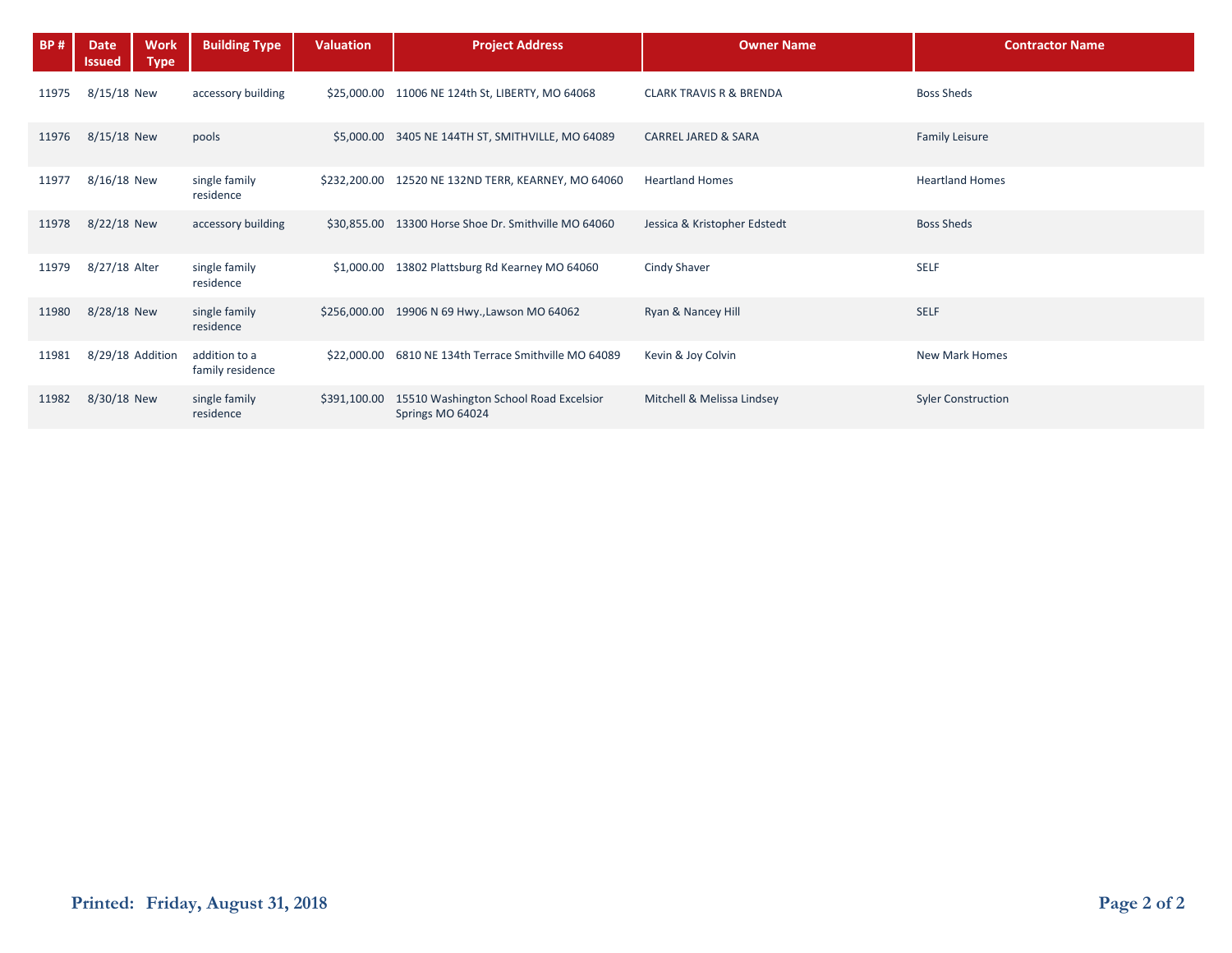| BP # | Date Issued | Work Type | Building Type | Valuation | Project Address | Owner Name | Contractor Name |
|---|---|---|---|---|---|---|---|
| 11975 | 8/15/18 | New | accessory building | $25,000.00 | 11006 NE 124th St, LIBERTY, MO 64068 | CLARK TRAVIS R & BRENDA | Boss Sheds |
| 11976 | 8/15/18 | New | pools | $5,000.00 | 3405 NE 144TH ST, SMITHVILLE, MO 64089 | CARREL JARED & SARA | Family Leisure |
| 11977 | 8/16/18 | New | single family residence | $232,200.00 | 12520 NE 132ND TERR, KEARNEY, MO 64060 | Heartland Homes | Heartland Homes |
| 11978 | 8/22/18 | New | accessory building | $30,855.00 | 13300 Horse Shoe Dr. Smithville MO 64060 | Jessica & Kristopher Edstedt | Boss Sheds |
| 11979 | 8/27/18 | Alter | single family residence | $1,000.00 | 13802 Plattsburg Rd Kearney MO 64060 | Cindy Shaver | SELF |
| 11980 | 8/28/18 | New | single family residence | $256,000.00 | 19906 N 69 Hwy.,Lawson MO 64062 | Ryan & Nancey Hill | SELF |
| 11981 | 8/29/18 | Addition | addition to a family residence | $22,000.00 | 6810 NE 134th Terrace Smithville MO 64089 | Kevin & Joy Colvin | New Mark Homes |
| 11982 | 8/30/18 | New | single family residence | $391,100.00 | 15510 Washington School Road Excelsior Springs MO 64024 | Mitchell & Melissa Lindsey | Syler Construction |

**Printed: Friday, August 31, 2018**